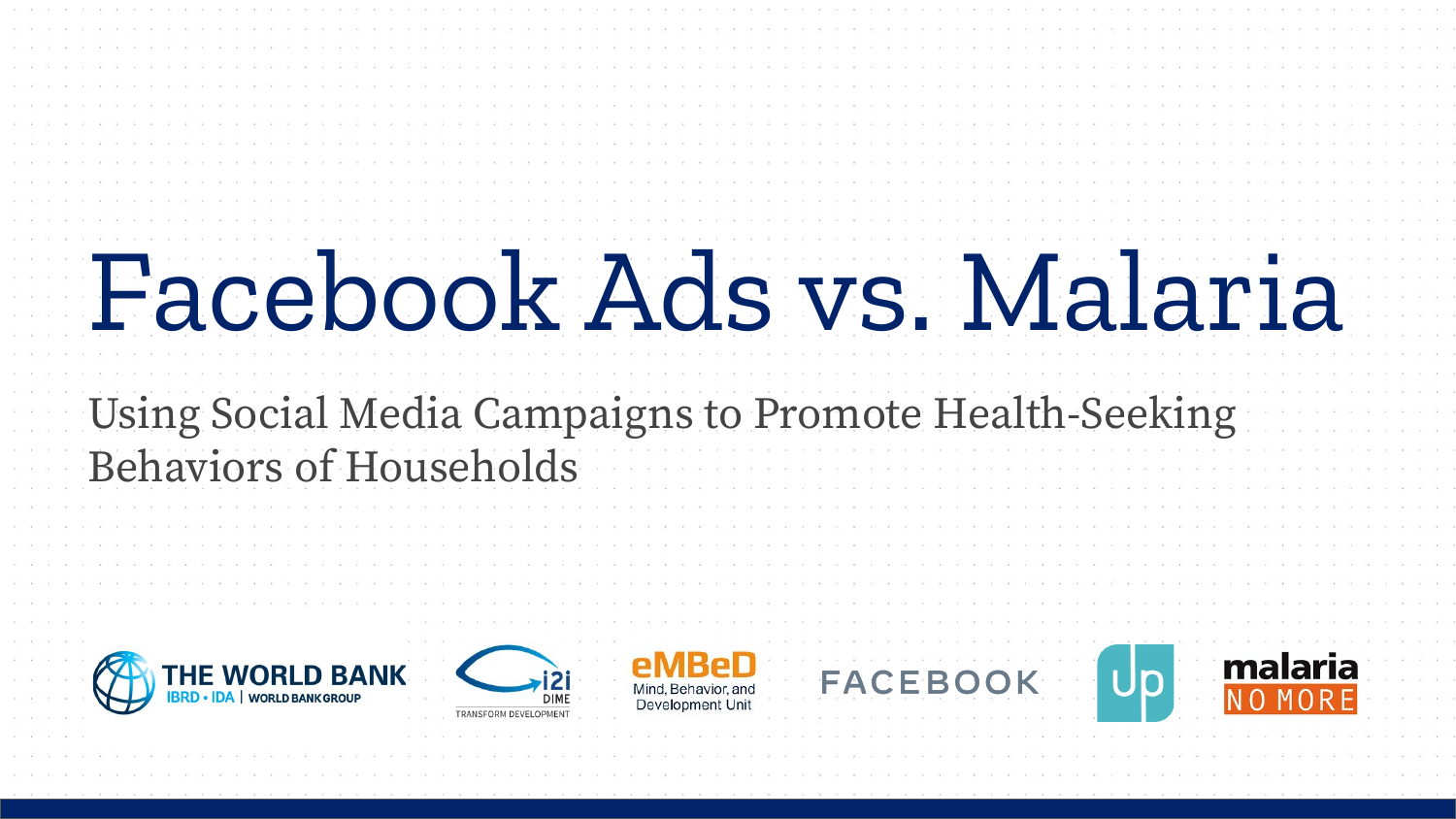# Facebook Ads vs. Malaria

## Using Social Media Campaigns to Promote Health-Seeking Behaviors of Households

THE WORLD BANK | IBRD • IDA | WORLD BANK GROUP

i2i DIME TRANSFORM DEVELOPMENT

eMBeD Mind, Behavior, and Development Unit

FACEBOOK

up

malaria NO MORE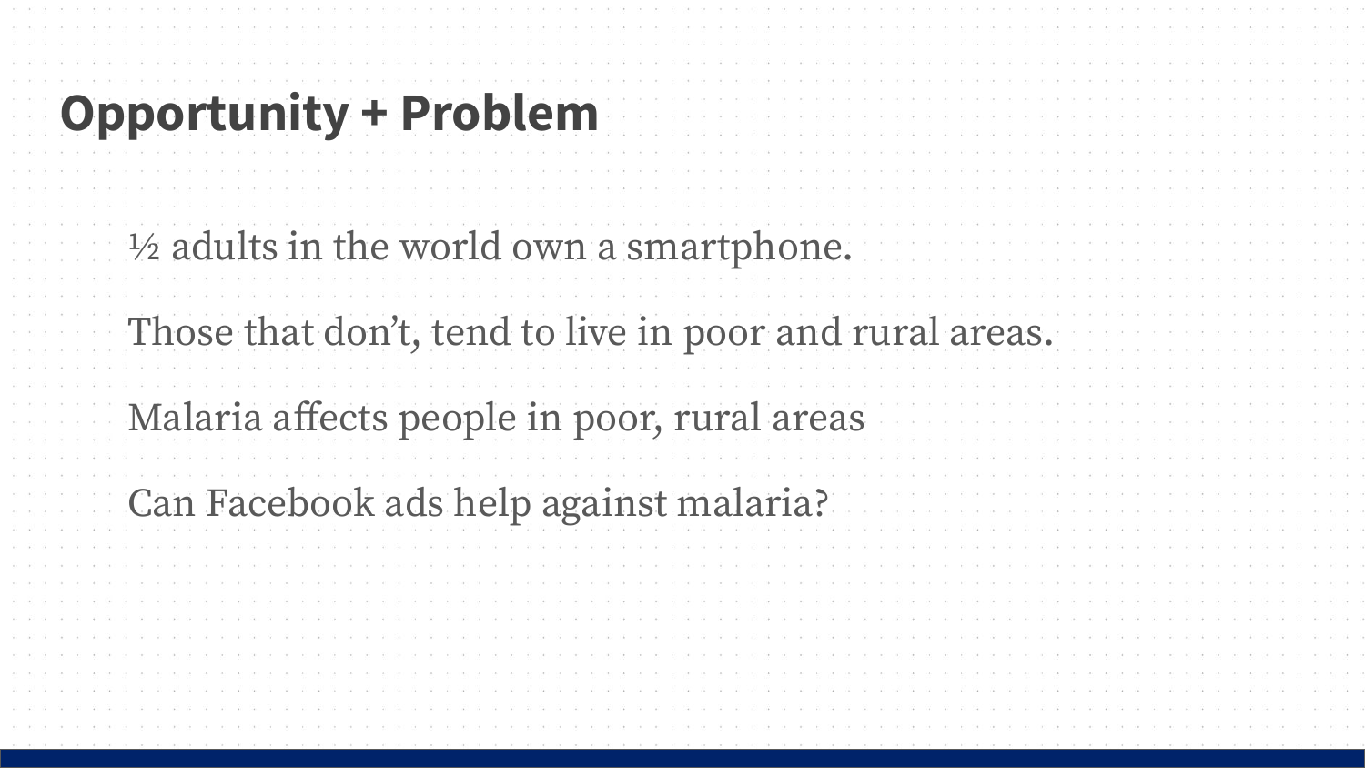# Opportunity + Problem

½ adults in the world own a smartphone.

Those that don't, tend to live in poor and rural areas.

Malaria affects people in poor, rural areas

Can Facebook ads help against malaria?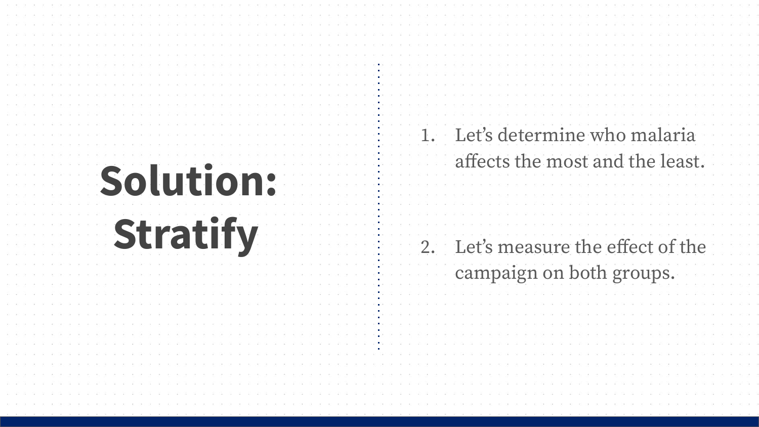# Solution: Stratify

1. Let's determine who malaria affects the most and the least.

2. Let's measure the effect of the campaign on both groups.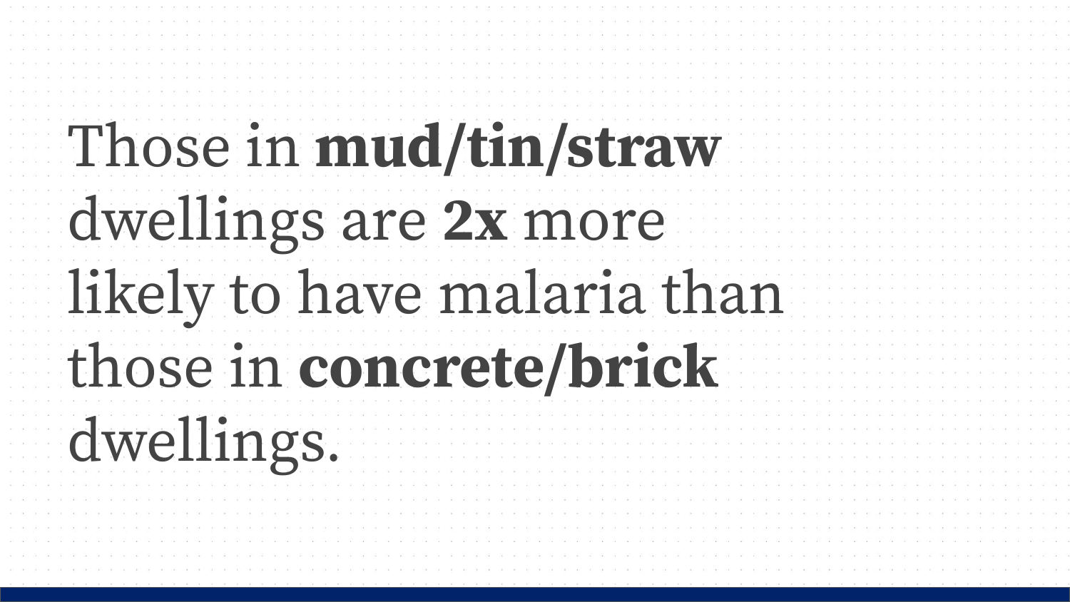Those in **mud/tin/straw** dwellings are **2x** more likely to have malaria than those in **concrete/brick** dwellings.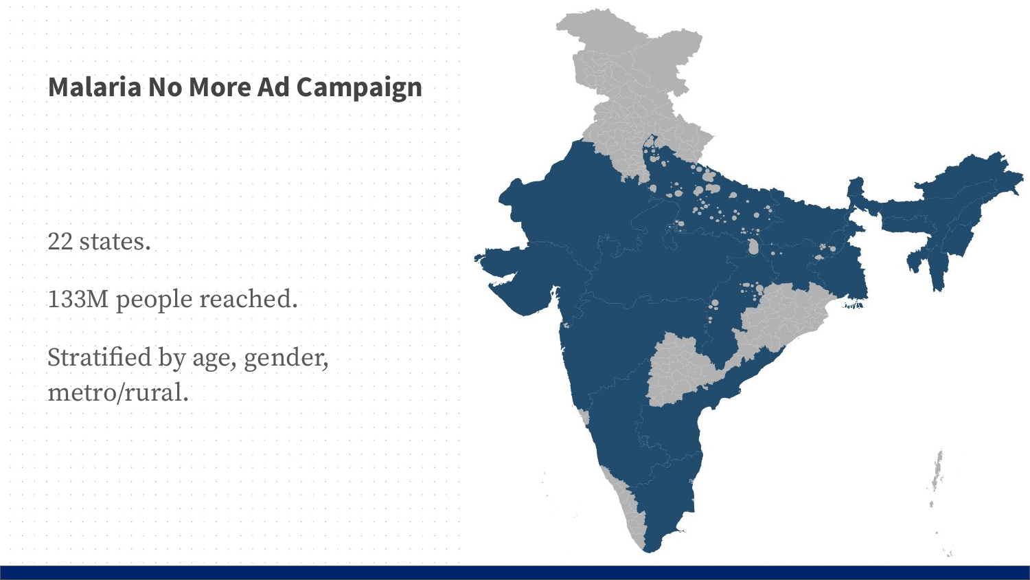## Malaria No More Ad Campaign

22 states.

133M people reached.

Stratified by age, gender, metro/rural.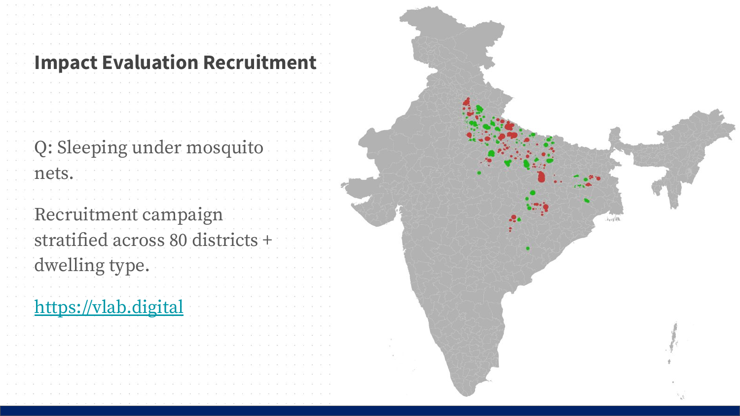# Impact Evaluation Recruitment

Q: Sleeping under mosquito nets.

Recruitment campaign stratified across 80 districts + dwelling type.

[https://vlab.digital](https://vlab.digital)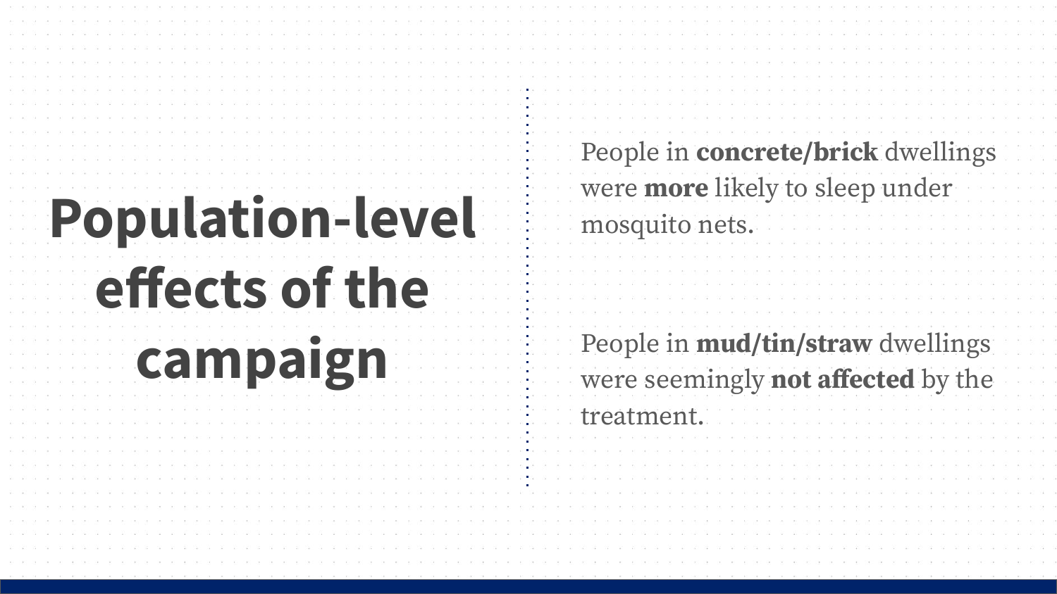# Population-level effects of the campaign

People in **concrete/brick** dwellings were **more** likely to sleep under mosquito nets.

People in **mud/tin/straw** dwellings were seemingly **not affected** by the treatment.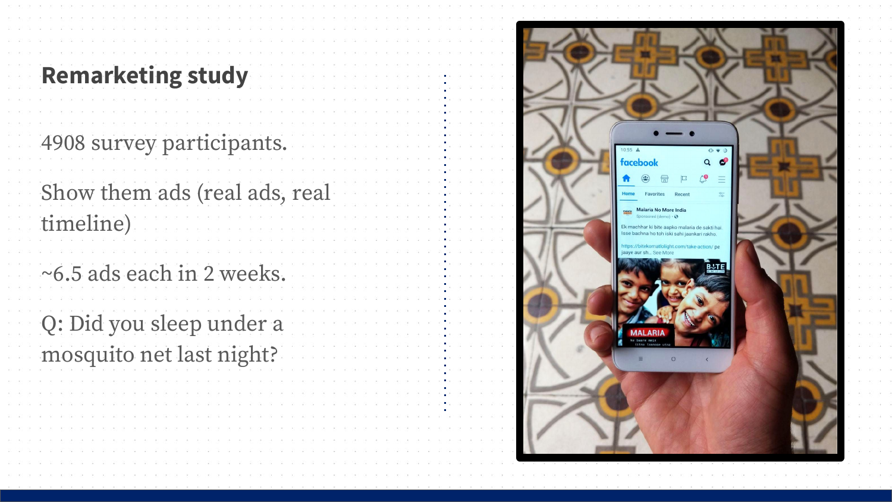## Remarketing study

4908 survey participants.

Show them ads (real ads, real timeline)

~6.5 ads each in 2 weeks.

Q: Did you sleep under a mosquito net last night?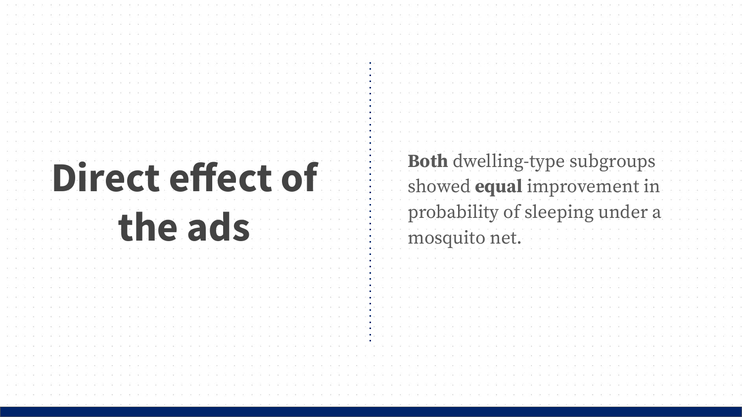# Direct effect of the ads

**Both** dwelling-type subgroups showed **equal** improvement in probability of sleeping under a mosquito net.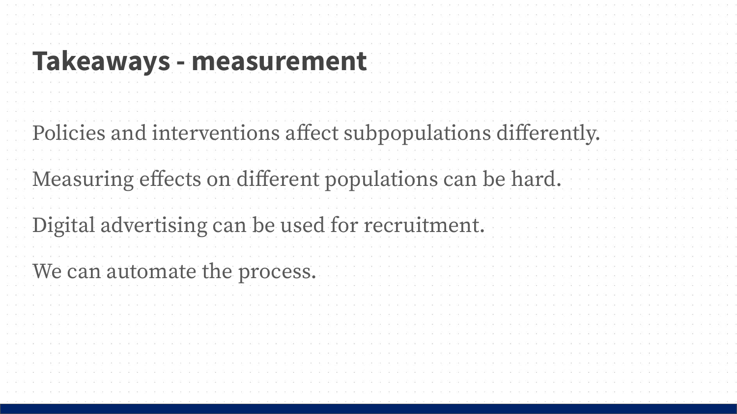# Takeaways - measurement

Policies and interventions affect subpopulations differently.

Measuring effects on different populations can be hard.

Digital advertising can be used for recruitment.

We can automate the process.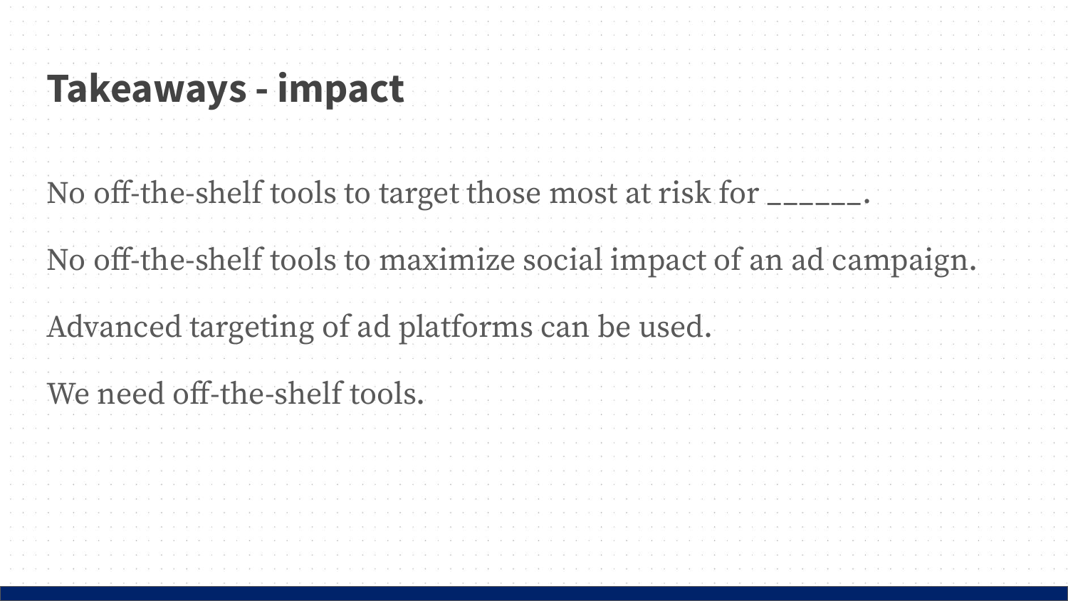# Takeaways - impact

No off-the-shelf tools to target those most at risk for ______.

No off-the-shelf tools to maximize social impact of an ad campaign.

Advanced targeting of ad platforms can be used.

We need off-the-shelf tools.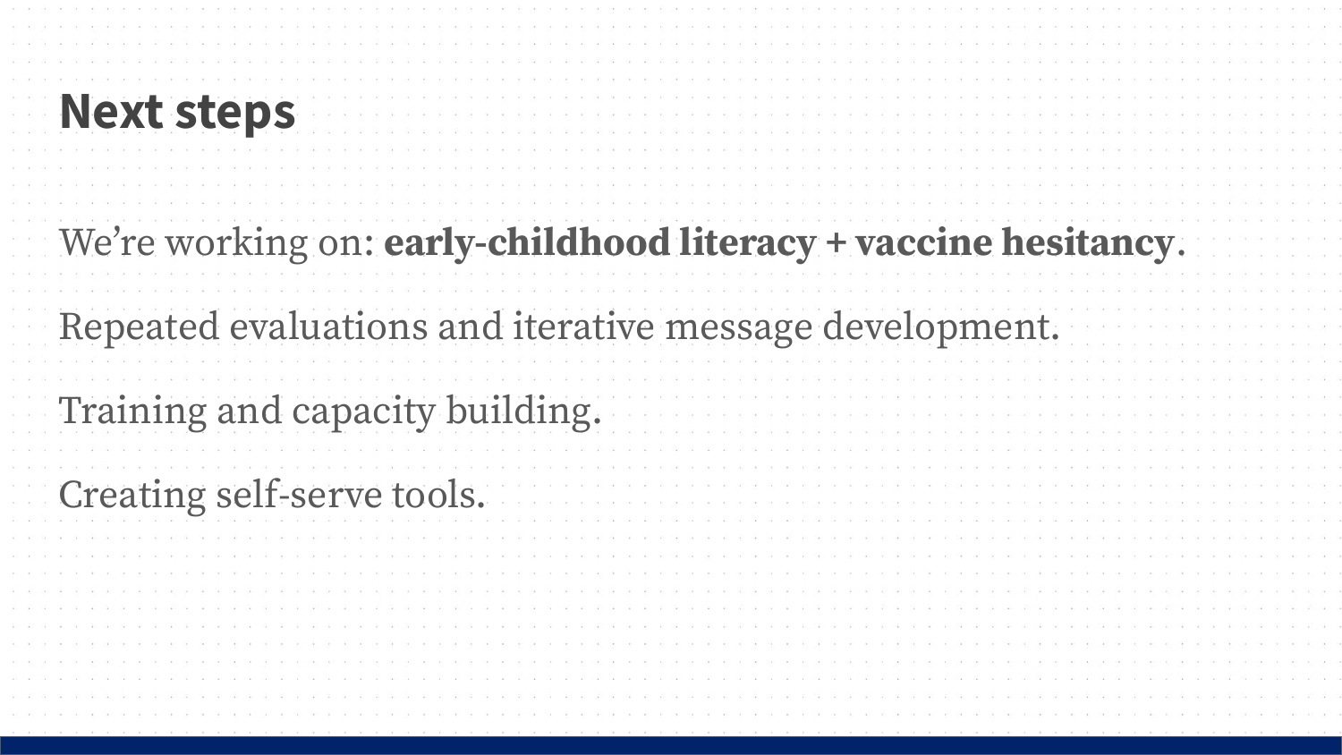# Next steps

We’re working on: **early-childhood literacy + vaccine hesitancy**.

Repeated evaluations and iterative message development.

Training and capacity building.

Creating self-serve tools.